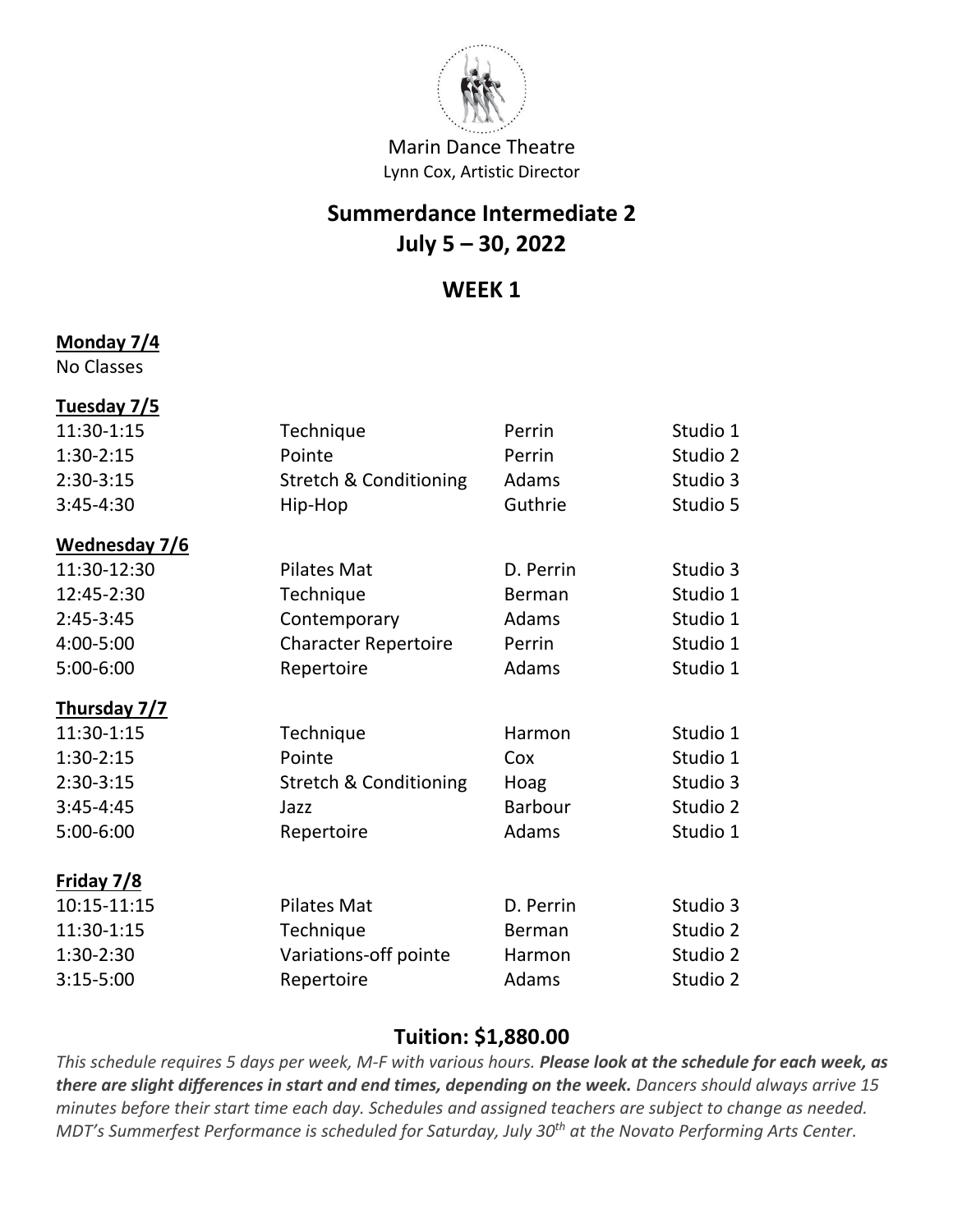Marin Dance Theatre
Lynn Cox, Artistic Director

# Summerdance Intermediate 2
# July 5 – 30, 2022

## WEEK 1

**Monday 7/4**
No Classes

**Tuesday 7/5**

| | | | |
|---|---|---|---|
| 11:30-1:15 | Technique | Perrin | Studio 1 |
| 1:30-2:15 | Pointe | Perrin | Studio 2 |
| 2:30-3:15 | Stretch & Conditioning | Adams | Studio 3 |
| 3:45-4:30 | Hip-Hop | Guthrie | Studio 5 |

**Wednesday 7/6**

| | | | |
|---|---|---|---|
| 11:30-12:30 | Pilates Mat | D. Perrin | Studio 3 |
| 12:45-2:30 | Technique | Berman | Studio 1 |
| 2:45-3:45 | Contemporary | Adams | Studio 1 |
| 4:00-5:00 | Character Repertoire | Perrin | Studio 1 |
| 5:00-6:00 | Repertoire | Adams | Studio 1 |

**Thursday 7/7**

| | | | |
|---|---|---|---|
| 11:30-1:15 | Technique | Harmon | Studio 1 |
| 1:30-2:15 | Pointe | Cox | Studio 1 |
| 2:30-3:15 | Stretch & Conditioning | Hoag | Studio 3 |
| 3:45-4:45 | Jazz | Barbour | Studio 2 |
| 5:00-6:00 | Repertoire | Adams | Studio 1 |

**Friday 7/8**

| | | | |
|---|---|---|---|
| 10:15-11:15 | Pilates Mat | D. Perrin | Studio 3 |
| 11:30-1:15 | Technique | Berman | Studio 2 |
| 1:30-2:30 | Variations-off pointe | Harmon | Studio 2 |
| 3:15-5:00 | Repertoire | Adams | Studio 2 |

## Tuition: $1,880.00

*This schedule requires 5 days per week, M-F with various hours.* ***Please look at the schedule for each week, as there are slight differences in start and end times, depending on the week.*** *Dancers should always arrive 15 minutes before their start time each day. Schedules and assigned teachers are subject to change as needed. MDT's Summerfest Performance is scheduled for Saturday, July 30th at the Novato Performing Arts Center.*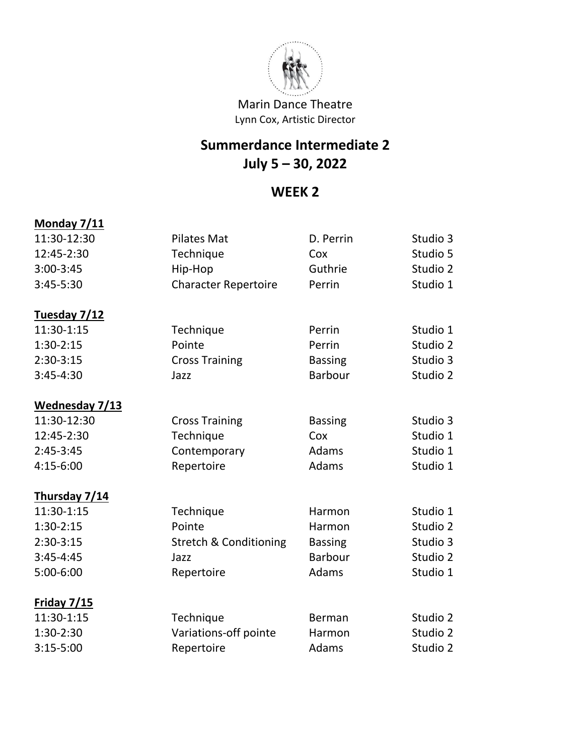Marin Dance Theatre

Lynn Cox, Artistic Director

# Summerdance Intermediate 2
# July 5 – 30, 2022

## WEEK 2

**Monday 7/11**

| | | | |
|---|---|---|---|
| 11:30-12:30 | Pilates Mat | D. Perrin | Studio 3 |
| 12:45-2:30 | Technique | Cox | Studio 5 |
| 3:00-3:45 | Hip-Hop | Guthrie | Studio 2 |
| 3:45-5:30 | Character Repertoire | Perrin | Studio 1 |

**Tuesday 7/12**

| | | | |
|---|---|---|---|
| 11:30-1:15 | Technique | Perrin | Studio 1 |
| 1:30-2:15 | Pointe | Perrin | Studio 2 |
| 2:30-3:15 | Cross Training | Bassing | Studio 3 |
| 3:45-4:30 | Jazz | Barbour | Studio 2 |

**Wednesday 7/13**

| | | | |
|---|---|---|---|
| 11:30-12:30 | Cross Training | Bassing | Studio 3 |
| 12:45-2:30 | Technique | Cox | Studio 1 |
| 2:45-3:45 | Contemporary | Adams | Studio 1 |
| 4:15-6:00 | Repertoire | Adams | Studio 1 |

**Thursday 7/14**

| | | | |
|---|---|---|---|
| 11:30-1:15 | Technique | Harmon | Studio 1 |
| 1:30-2:15 | Pointe | Harmon | Studio 2 |
| 2:30-3:15 | Stretch & Conditioning | Bassing | Studio 3 |
| 3:45-4:45 | Jazz | Barbour | Studio 2 |
| 5:00-6:00 | Repertoire | Adams | Studio 1 |

**Friday 7/15**

| | | | |
|---|---|---|---|
| 11:30-1:15 | Technique | Berman | Studio 2 |
| 1:30-2:30 | Variations-off pointe | Harmon | Studio 2 |
| 3:15-5:00 | Repertoire | Adams | Studio 2 |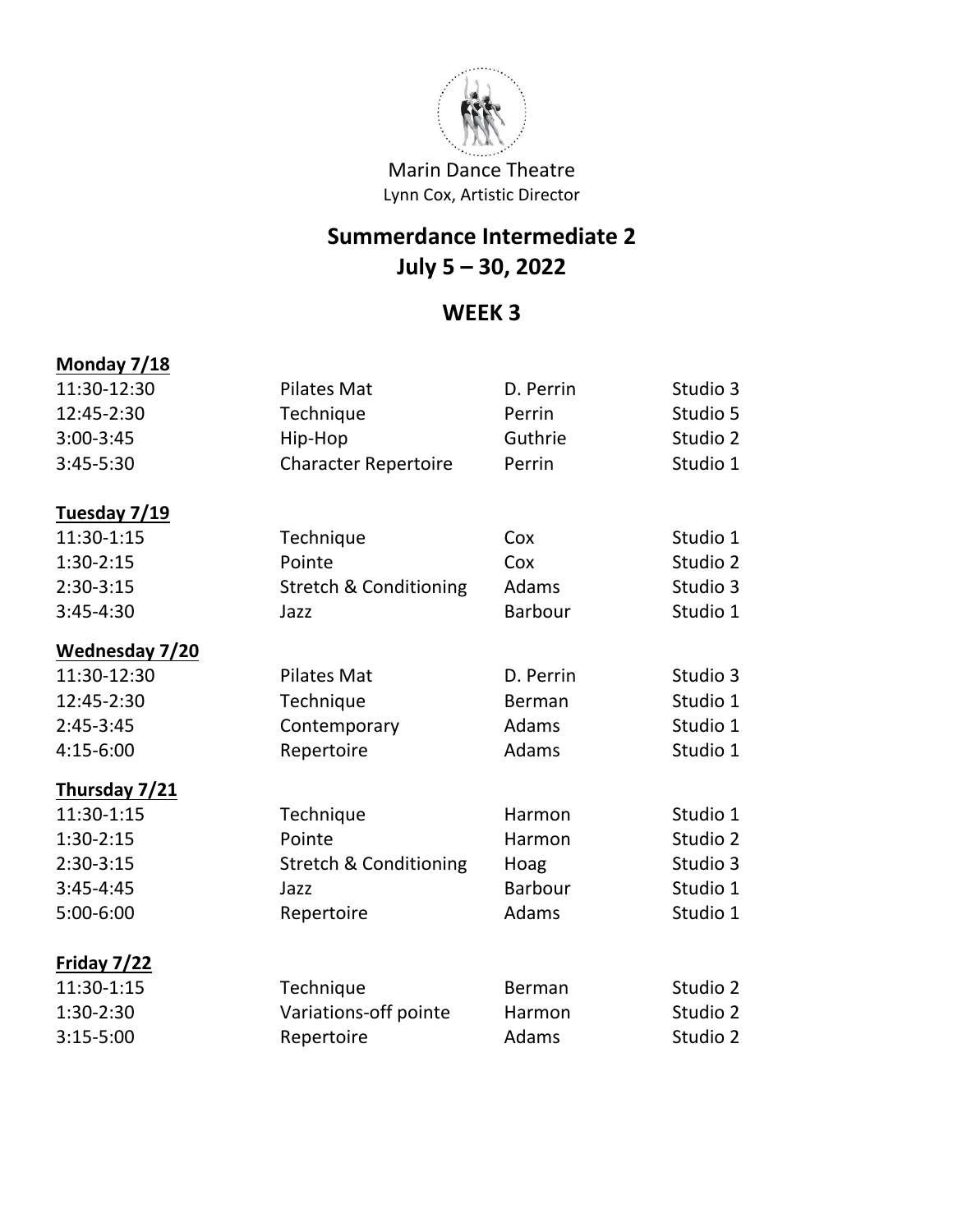Marin Dance Theatre

Lynn Cox, Artistic Director

# Summerdance Intermediate 2
# July 5 – 30, 2022

## WEEK 3

**Monday 7/18**

| | | | |
|---|---|---|---|
| 11:30-12:30 | Pilates Mat | D. Perrin | Studio 3 |
| 12:45-2:30 | Technique | Perrin | Studio 5 |
| 3:00-3:45 | Hip-Hop | Guthrie | Studio 2 |
| 3:45-5:30 | Character Repertoire | Perrin | Studio 1 |

**Tuesday 7/19**

| | | | |
|---|---|---|---|
| 11:30-1:15 | Technique | Cox | Studio 1 |
| 1:30-2:15 | Pointe | Cox | Studio 2 |
| 2:30-3:15 | Stretch & Conditioning | Adams | Studio 3 |
| 3:45-4:30 | Jazz | Barbour | Studio 1 |

**Wednesday 7/20**

| | | | |
|---|---|---|---|
| 11:30-12:30 | Pilates Mat | D. Perrin | Studio 3 |
| 12:45-2:30 | Technique | Berman | Studio 1 |
| 2:45-3:45 | Contemporary | Adams | Studio 1 |
| 4:15-6:00 | Repertoire | Adams | Studio 1 |

**Thursday 7/21**

| | | | |
|---|---|---|---|
| 11:30-1:15 | Technique | Harmon | Studio 1 |
| 1:30-2:15 | Pointe | Harmon | Studio 2 |
| 2:30-3:15 | Stretch & Conditioning | Hoag | Studio 3 |
| 3:45-4:45 | Jazz | Barbour | Studio 1 |
| 5:00-6:00 | Repertoire | Adams | Studio 1 |

**Friday 7/22**

| | | | |
|---|---|---|---|
| 11:30-1:15 | Technique | Berman | Studio 2 |
| 1:30-2:30 | Variations-off pointe | Harmon | Studio 2 |
| 3:15-5:00 | Repertoire | Adams | Studio 2 |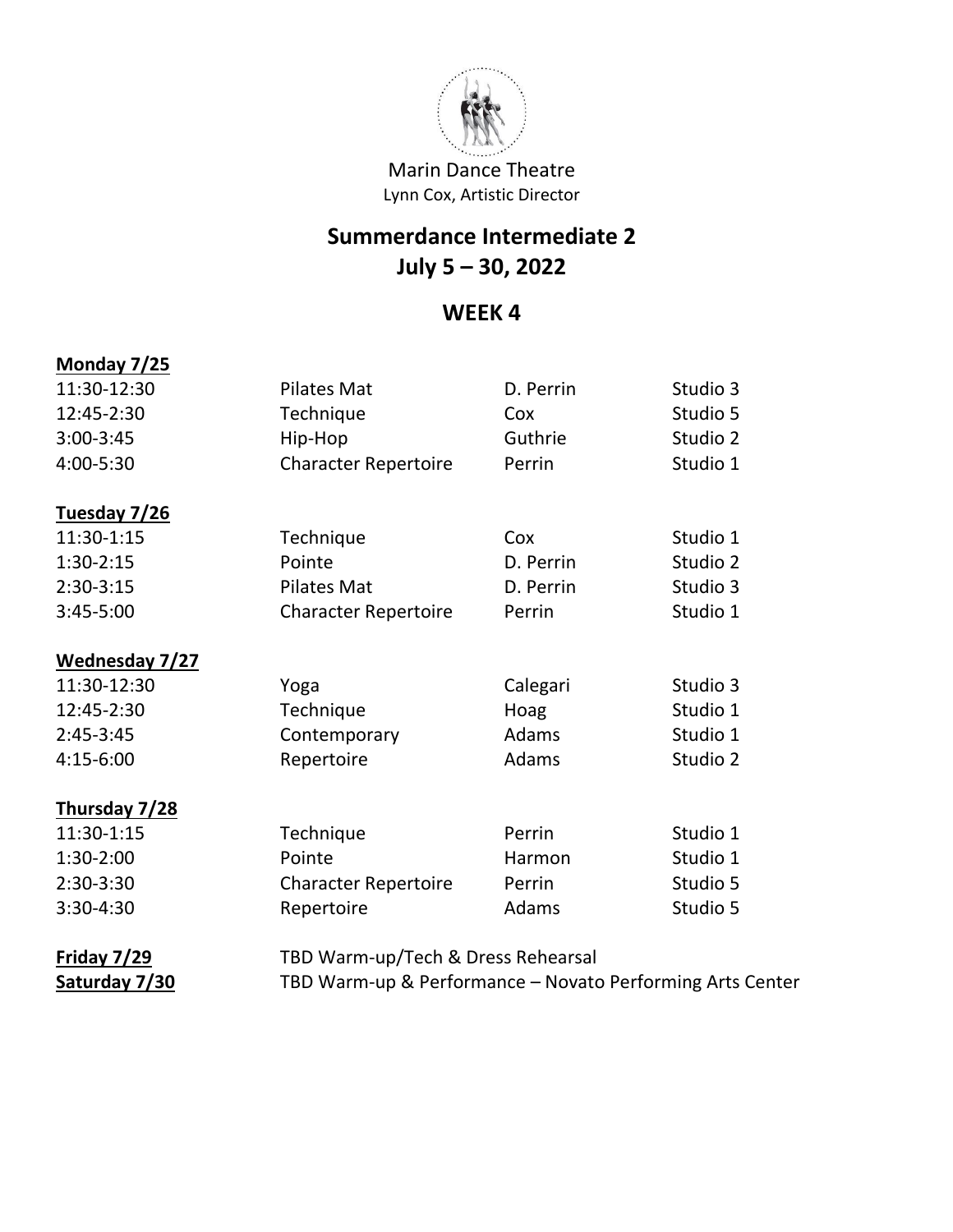Marin Dance Theatre
Lynn Cox, Artistic Director

# Summerdance Intermediate 2
# July 5 – 30, 2022

## WEEK 4

**Monday 7/25**

| | | | |
|---|---|---|---|
| 11:30-12:30 | Pilates Mat | D. Perrin | Studio 3 |
| 12:45-2:30 | Technique | Cox | Studio 5 |
| 3:00-3:45 | Hip-Hop | Guthrie | Studio 2 |
| 4:00-5:30 | Character Repertoire | Perrin | Studio 1 |

**Tuesday 7/26**

| | | | |
|---|---|---|---|
| 11:30-1:15 | Technique | Cox | Studio 1 |
| 1:30-2:15 | Pointe | D. Perrin | Studio 2 |
| 2:30-3:15 | Pilates Mat | D. Perrin | Studio 3 |
| 3:45-5:00 | Character Repertoire | Perrin | Studio 1 |

**Wednesday 7/27**

| | | | |
|---|---|---|---|
| 11:30-12:30 | Yoga | Calegari | Studio 3 |
| 12:45-2:30 | Technique | Hoag | Studio 1 |
| 2:45-3:45 | Contemporary | Adams | Studio 1 |
| 4:15-6:00 | Repertoire | Adams | Studio 2 |

**Thursday 7/28**

| | | | |
|---|---|---|---|
| 11:30-1:15 | Technique | Perrin | Studio 1 |
| 1:30-2:00 | Pointe | Harmon | Studio 1 |
| 2:30-3:30 | Character Repertoire | Perrin | Studio 5 |
| 3:30-4:30 | Repertoire | Adams | Studio 5 |

**Friday 7/29** TBD Warm-up/Tech & Dress Rehearsal

**Saturday 7/30** TBD Warm-up & Performance – Novato Performing Arts Center